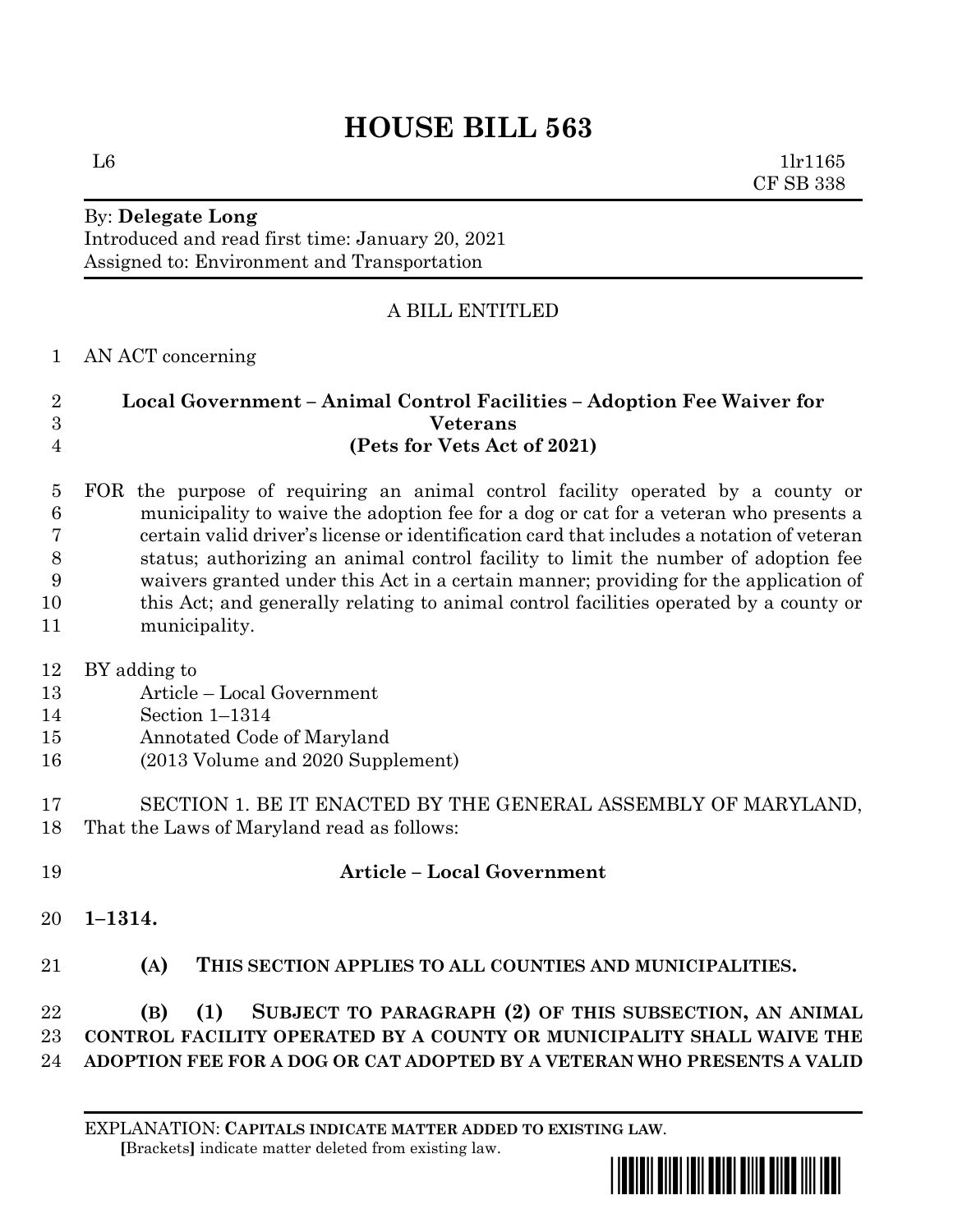# HOUSE BILL 563

L6 1lr1165
CF SB 338

By: **Delegate Long**
Introduced and read first time: January 20, 2021
Assigned to: Environment and Transportation

A BILL ENTITLED

AN ACT concerning

**Local Government – Animal Control Facilities – Adoption Fee Waiver for Veterans**
**(Pets for Vets Act of 2021)**

FOR the purpose of requiring an animal control facility operated by a county or municipality to waive the adoption fee for a dog or cat for a veteran who presents a certain valid driver's license or identification card that includes a notation of veteran status; authorizing an animal control facility to limit the number of adoption fee waivers granted under this Act in a certain manner; providing for the application of this Act; and generally relating to animal control facilities operated by a county or municipality.

BY adding to
Article – Local Government
Section 1–1314
Annotated Code of Maryland
(2013 Volume and 2020 Supplement)

SECTION 1. BE IT ENACTED BY THE GENERAL ASSEMBLY OF MARYLAND, That the Laws of Maryland read as follows:

**Article – Local Government**

**1–1314.**

**(A) THIS SECTION APPLIES TO ALL COUNTIES AND MUNICIPALITIES.**

**(B) (1) SUBJECT TO PARAGRAPH (2) OF THIS SUBSECTION, AN ANIMAL CONTROL FACILITY OPERATED BY A COUNTY OR MUNICIPALITY SHALL WAIVE THE ADOPTION FEE FOR A DOG OR CAT ADOPTED BY A VETERAN WHO PRESENTS A VALID**

EXPLANATION: **CAPITALS INDICATE MATTER ADDED TO EXISTING LAW.**
[Brackets] indicate matter deleted from existing law.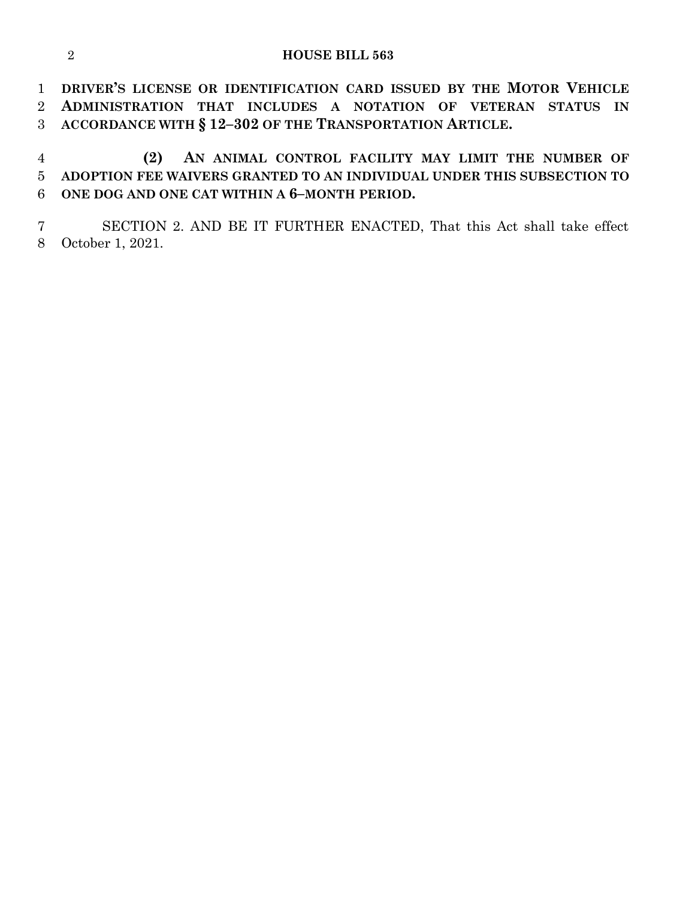**DRIVER'S LICENSE OR IDENTIFICATION CARD ISSUED BY THE MOTOR VEHICLE ADMINISTRATION THAT INCLUDES A NOTATION OF VETERAN STATUS IN ACCORDANCE WITH § 12–302 OF THE TRANSPORTATION ARTICLE.**

**(2) AN ANIMAL CONTROL FACILITY MAY LIMIT THE NUMBER OF ADOPTION FEE WAIVERS GRANTED TO AN INDIVIDUAL UNDER THIS SUBSECTION TO ONE DOG AND ONE CAT WITHIN A 6–MONTH PERIOD.**

SECTION 2. AND BE IT FURTHER ENACTED, That this Act shall take effect October 1, 2021.